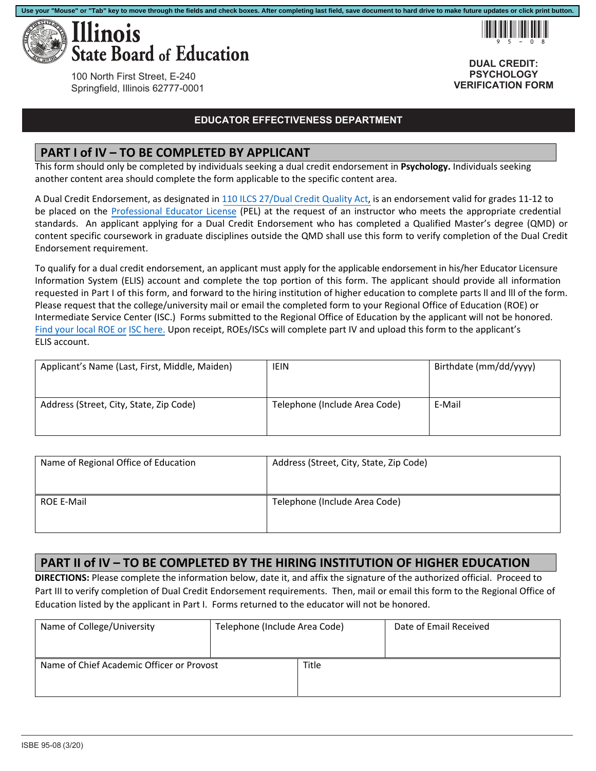Use your "Mouse" or "Tab" key to move through the fields and check boxes. After completing last field, save document to hard drive to make future updates or click print button.

# Illinois State Board of Education

100 North First Street, E-240
Springfield, Illinois 62777-0001

95-08

**DUAL CREDIT: PSYCHOLOGY VERIFICATION FORM**

**EDUCATOR EFFECTIVENESS DEPARTMENT**

## PART I of IV – TO BE COMPLETED BY APPLICANT

This form should only be completed by individuals seeking a dual credit endorsement in **Psychology.** Individuals seeking another content area should complete the form applicable to the specific content area.

A Dual Credit Endorsement, as designated in 110 ILCS 27/Dual Credit Quality Act, is an endorsement valid for grades 11-12 to be placed on the Professional Educator License (PEL) at the request of an instructor who meets the appropriate credential standards. An applicant applying for a Dual Credit Endorsement who has completed a Qualified Master's degree (QMD) or content specific coursework in graduate disciplines outside the QMD shall use this form to verify completion of the Dual Credit Endorsement requirement.

To qualify for a dual credit endorsement, an applicant must apply for the applicable endorsement in his/her Educator Licensure Information System (ELIS) account and complete the top portion of this form. The applicant should provide all information requested in Part I of this form, and forward to the hiring institution of higher education to complete parts ll and lll of the form. Please request that the college/university mail or email the completed form to your Regional Office of Education (ROE) or Intermediate Service Center (ISC.) Forms submitted to the Regional Office of Education by the applicant will not be honored. Find your local ROE or ISC here. Upon receipt, ROEs/ISCs will complete part IV and upload this form to the applicant's ELIS account.

| Applicant's Name (Last, First, Middle, Maiden) | IEIN | Birthdate (mm/dd/yyyy) |
|---|---|---|
| Address (Street, City, State, Zip Code) | Telephone (Include Area Code) | E-Mail |

| Name of Regional Office of Education | Address (Street, City, State, Zip Code) |
|---|---|
| ROE E-Mail | Telephone (Include Area Code) |

## PART II of IV – TO BE COMPLETED BY THE HIRING INSTITUTION OF HIGHER EDUCATION

**DIRECTIONS:** Please complete the information below, date it, and affix the signature of the authorized official. Proceed to Part III to verify completion of Dual Credit Endorsement requirements. Then, mail or email this form to the Regional Office of Education listed by the applicant in Part I. Forms returned to the educator will not be honored.

| Name of College/University | Telephone (Include Area Code) | Date of Email Received |
|---|---|---|
| Name of Chief Academic Officer or Provost | Title | |

ISBE 95-08 (3/20)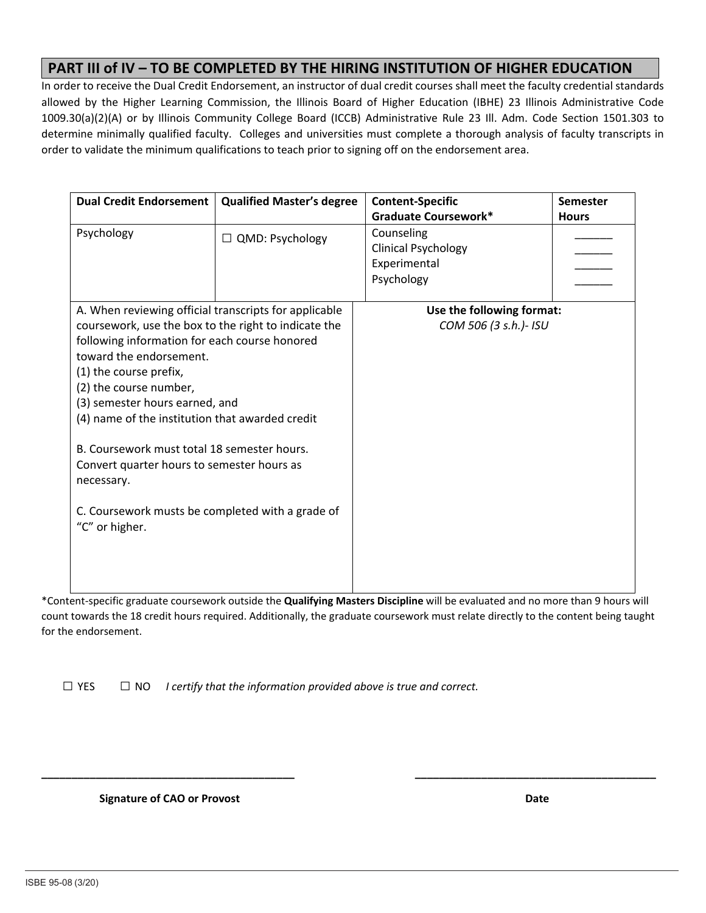## PART III of IV – TO BE COMPLETED BY THE HIRING INSTITUTION OF HIGHER EDUCATION

In order to receive the Dual Credit Endorsement, an instructor of dual credit courses shall meet the faculty credential standards allowed by the Higher Learning Commission, the Illinois Board of Higher Education (IBHE) 23 Illinois Administrative Code 1009.30(a)(2)(A) or by Illinois Community College Board (ICCB) Administrative Rule 23 Ill. Adm. Code Section 1501.303 to determine minimally qualified faculty. Colleges and universities must complete a thorough analysis of faculty transcripts in order to validate the minimum qualifications to teach prior to signing off on the endorsement area.

| Dual Credit Endorsement | Qualified Master's degree | Content-Specific Graduate Coursework* | Semester Hours |
|---|---|---|---|
| Psychology | ☐ QMD: Psychology | Counseling<br>Clinical Psychology<br>Experimental<br>Psychology | ______<br>______<br>______<br>______ |

| | |
|---|---|
| A. When reviewing official transcripts for applicable coursework, use the box to the right to indicate the following information for each course honored toward the endorsement.<br>(1) the course prefix,<br>(2) the course number,<br>(3) semester hours earned, and<br>(4) name of the institution that awarded credit<br><br>B. Coursework must total 18 semester hours. Convert quarter hours to semester hours as necessary.<br><br>C. Coursework musts be completed with a grade of "C" or higher. | **Use the following format:**<br>*COM 506 (3 s.h.)- ISU* |

*Content-specific graduate coursework outside the **Qualifying Masters Discipline** will be evaluated and no more than 9 hours will count towards the 18 credit hours required. Additionally, the graduate coursework must relate directly to the content being taught for the endorsement.

☐ YES ☐ NO *I certify that the information provided above is true and correct.*

________________________________________ ________________________________________

**Signature of CAO or Provost** **Date**

ISBE 95-08 (3/20)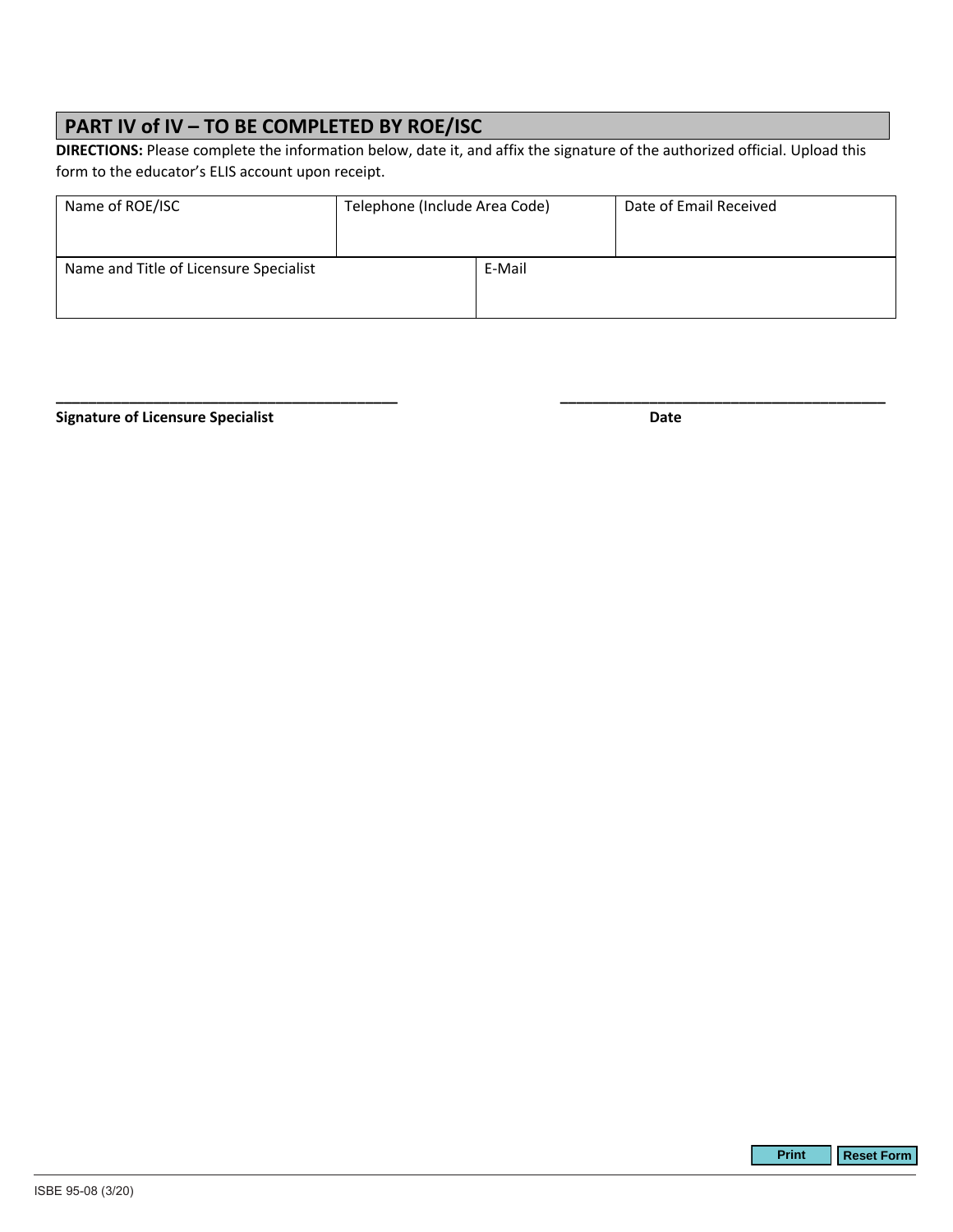## PART IV of IV – TO BE COMPLETED BY ROE/ISC

**DIRECTIONS:** Please complete the information below, date it, and affix the signature of the authorized official. Upload this form to the educator's ELIS account upon receipt.

| | | |
|---|---|---|
| Name of ROE/ISC | Telephone (Include Area Code) | Date of Email Received |
| Name and Title of Licensure Specialist | E-Mail | |

\_\_\_\_\_\_\_\_\_\_\_\_\_\_\_\_\_\_\_\_\_\_\_\_\_\_\_\_\_\_\_\_\_\_\_\_\_\_ \_\_\_\_\_\_\_\_\_\_\_\_\_\_\_\_\_\_\_\_\_\_\_\_\_\_\_\_\_\_\_\_\_\_\_\_\_\_

**Signature of Licensure Specialist** **Date**

Print Reset Form

ISBE 95-08 (3/20)